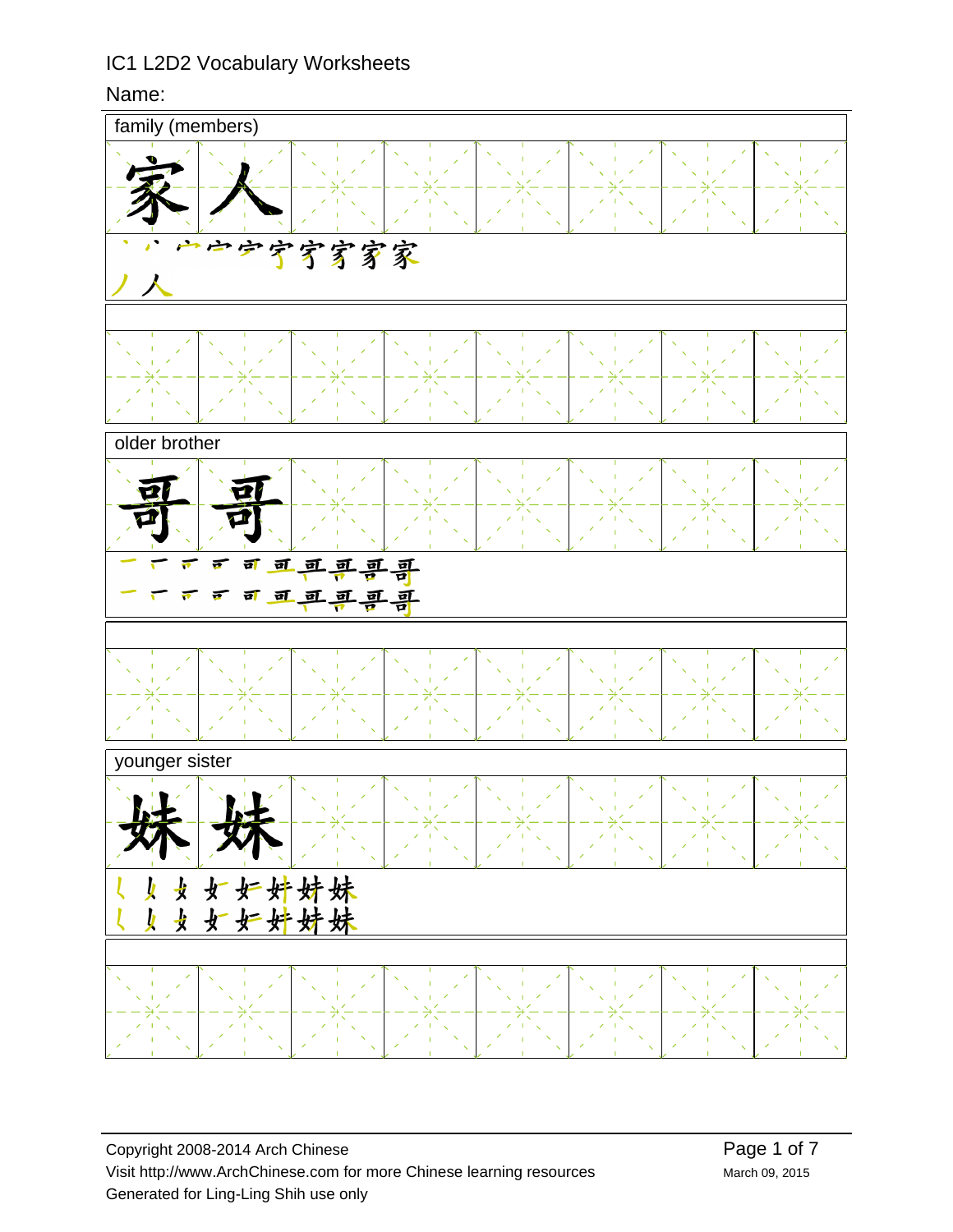IC1 L2D2 Vocabulary Worksheets

Name:

| family (members) |
|---|
| 家人 |
| 丶 丶 宀 宀 宀 宇 家 家 家 家 |
| 丿 人 |

| older brother |
|---|
| 哥哥 |
| 一 一 𠃍 可 可 哥 哥 哥 哥 哥 |
| 一 一 𠃍 可 可 哥 哥 哥 哥 哥 |

| younger sister |
|---|
| 妹妹 |
| 𡿨 女 女 女 妇 妹 妹 妹 |
| 𡿨 女 女 女 妇 妹 妹 妹 |

Copyright 2008-2014 Arch Chinese
Visit http://www.ArchChinese.com for more Chinese learning resources
Generated for Ling-Ling Shih use only

March 09, 2015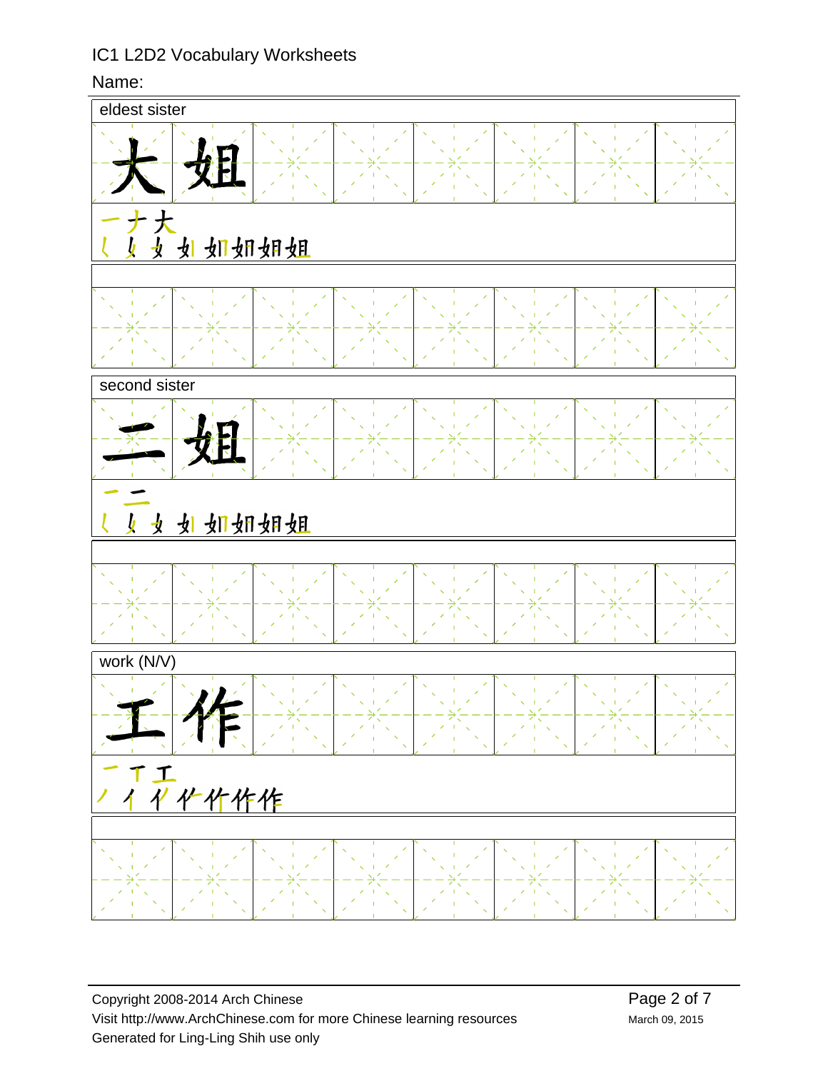IC1 L2D2 Vocabulary Worksheets

Name:

**eldest sister**

大姐

一 ナ 大

𡿨 ㄑ 女 如 如 如 姐 姐

**second sister**

二姐

一 二

𡿨 ㄑ 女 如 如 如 姐 姐

**work (N/V)**

工作

一 丅 工

丿 亻 亻 亻 作 作 作

Copyright 2008-2014 Arch Chinese

Visit http://www.ArchChinese.com for more Chinese learning resources

Generated for Ling-Ling Shih use only

March 09, 2015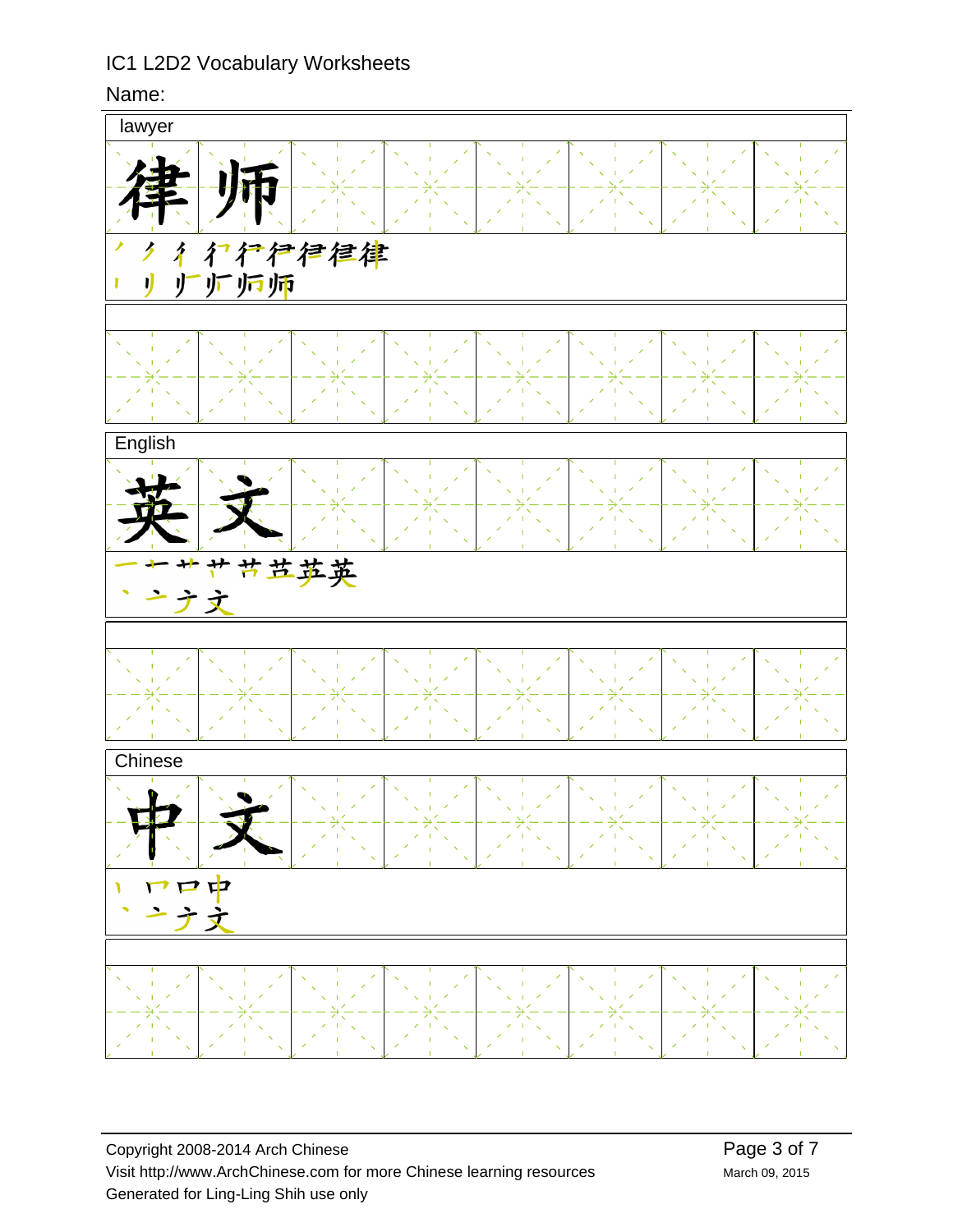IC1 L2D2 Vocabulary Worksheets

Name:

**lawyer**

律师

丿 彳 彳 彳 彳 彳 彳 彳 律

丨 丿 丿 丿 丿 师

**English**

英文

一 十 艹 艹 艹 芍 苎 英

丶 亠 ナ 文

**Chinese**

中文

丨 冂 口 中

丶 亠 ナ 文

Copyright 2008-2014 Arch Chinese
Visit http://www.ArchChinese.com for more Chinese learning resources
Generated for Ling-Ling Shih use only

March 09, 2015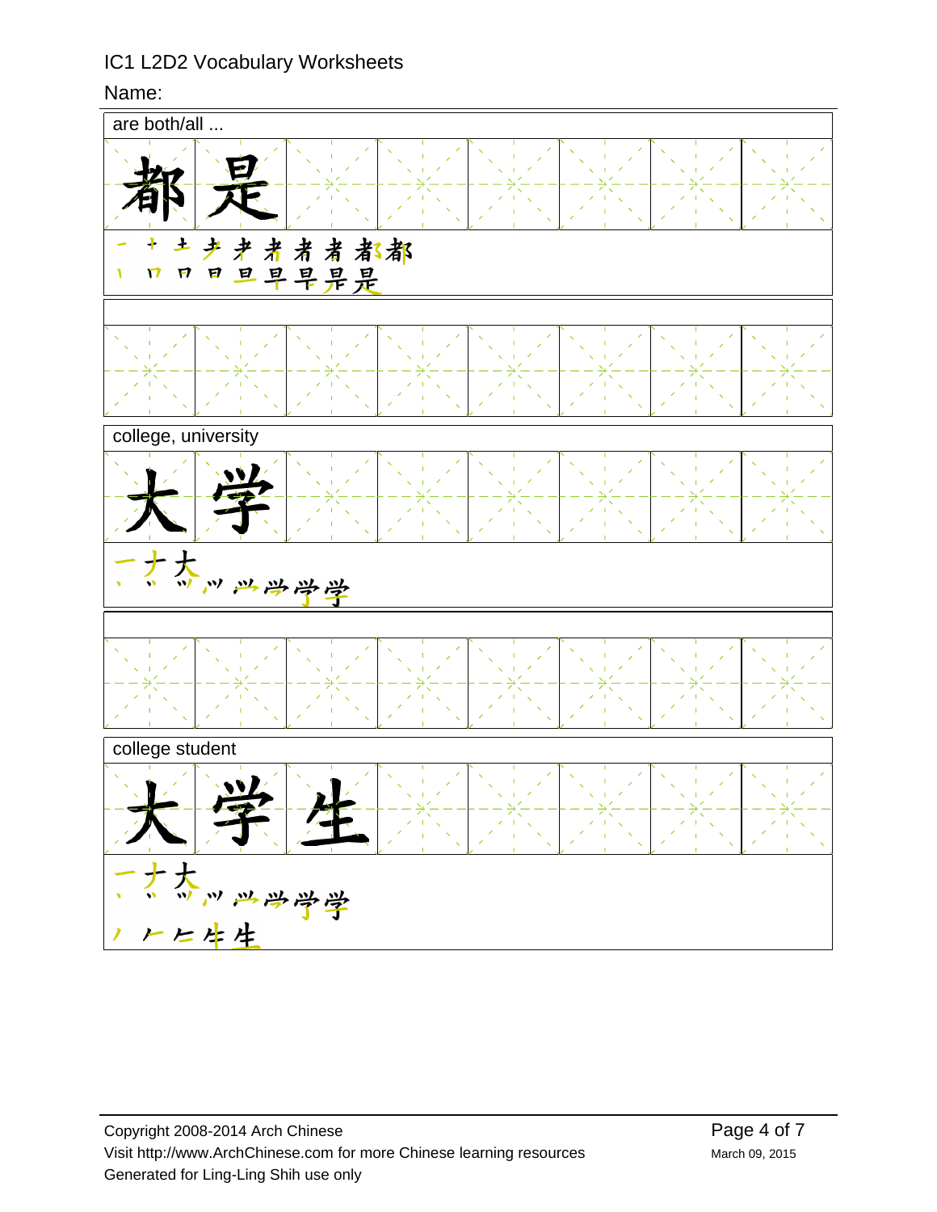IC1 L2D2 Vocabulary Worksheets

Name:

are both/all ...

都是

一 十 土 尹 者 者 者 者 者 都

丨 口 口 日 旦 早 早 是 是

college, university

大学

一 ナ 大

丶 丷 丷 ⺍ ⺍ 学 学 学

college student

大学生

一 ナ 大

丶 丷 丷 ⺍ ⺍ 学 学 学

丿 ⺧ 仁 牛 生

Copyright 2008-2014 Arch Chinese

Visit http://www.ArchChinese.com for more Chinese learning resources

Generated for Ling-Ling Shih use only

March 09, 2015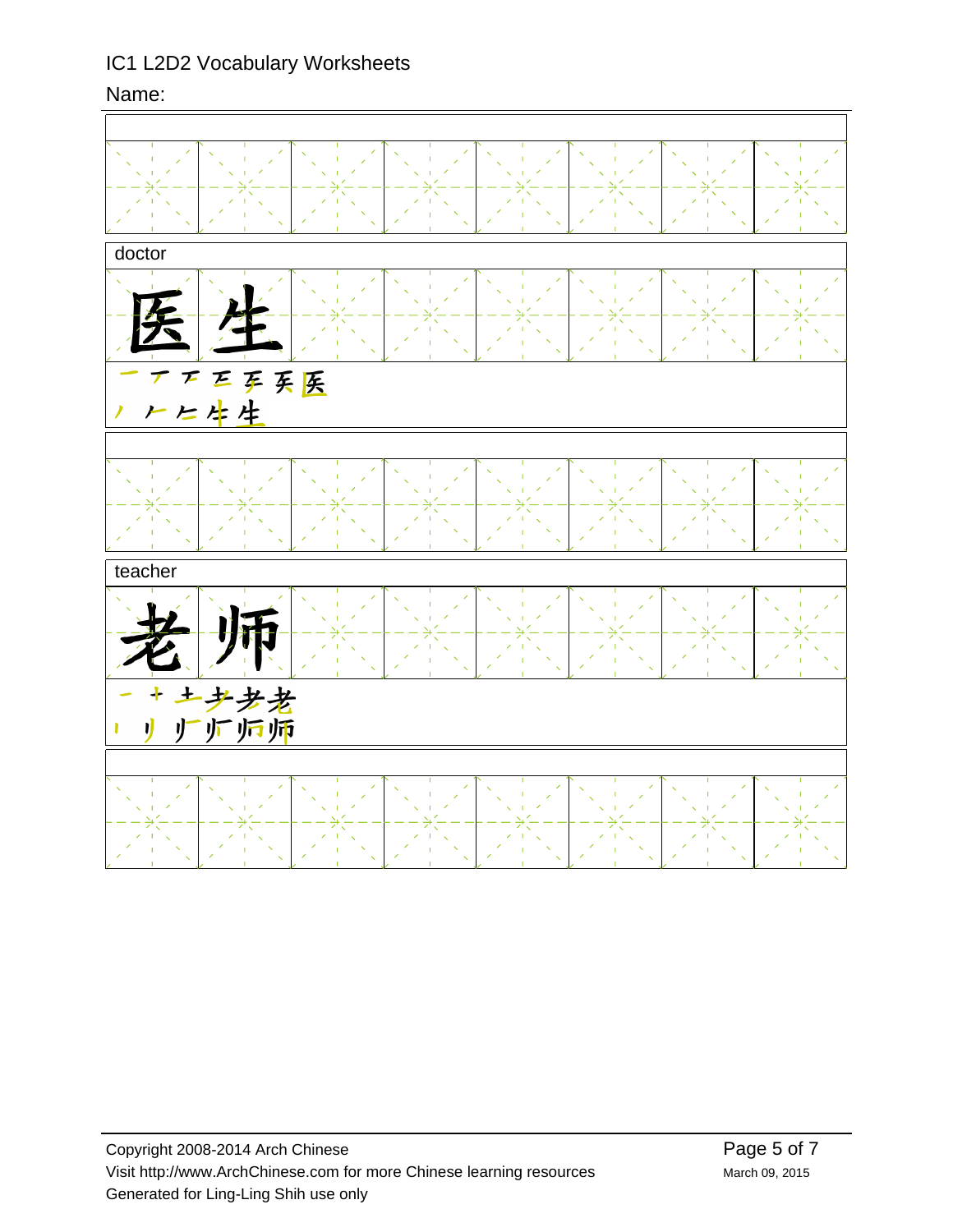IC1 L2D2 Vocabulary Worksheets

Name:

doctor

医生

一 丆 丆 万 至 矢 医

丿 ⺈ 𠂉 牛 生

teacher

老师

一 十 土 耂 考 老

丨 刂 刂 㠯 师 师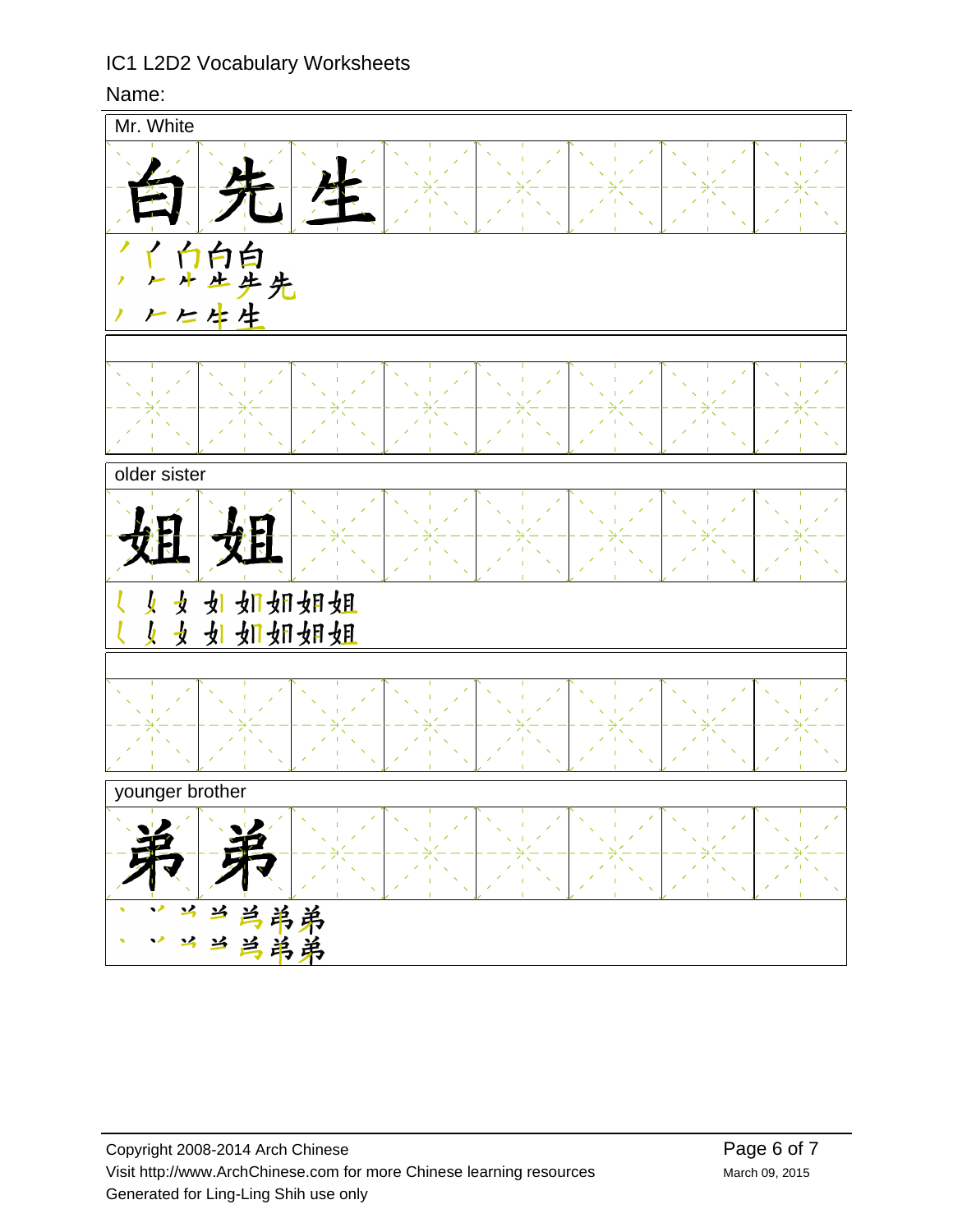IC1 L2D2 Vocabulary Worksheets

Name:

**Mr. White**

白先生

丿 ｲ 白 白 白

丿 𠂉 ⺧ 生 先 先

丿 𠂉 ⺧ 牛 生

**older sister**

姐姐

𡿨 女 女 如 如 如 姐 姐

𡿨 女 女 如 如 如 姐 姐

**younger brother**

弟弟

丶 丷 丷 当 弟 弟 弟

丶 丷 丷 当 弟 弟 弟

Copyright 2008-2014 Arch Chinese
Visit http://www.ArchChinese.com for more Chinese learning resources
Generated for Ling-Ling Shih use only
March 09, 2015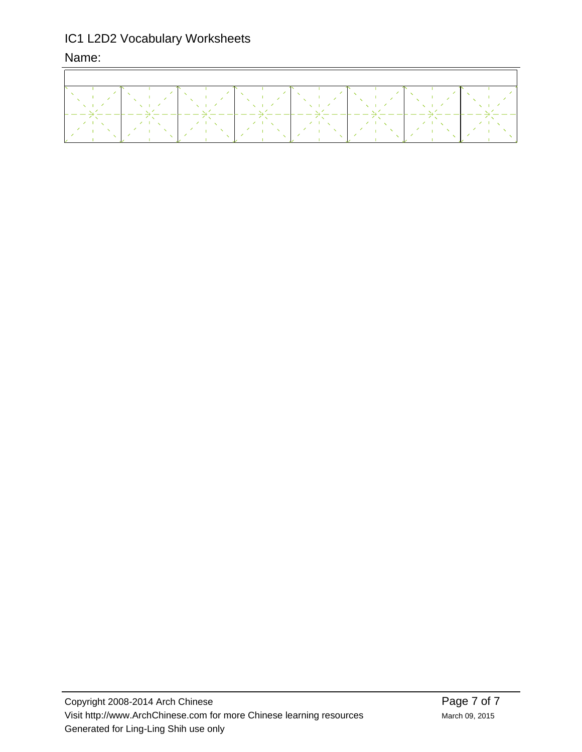IC1 L2D2 Vocabulary Worksheets

Name:

Copyright 2008-2014 Arch Chinese

Visit http://www.ArchChinese.com for more Chinese learning resources

Generated for Ling-Ling Shih use only

March 09, 2015